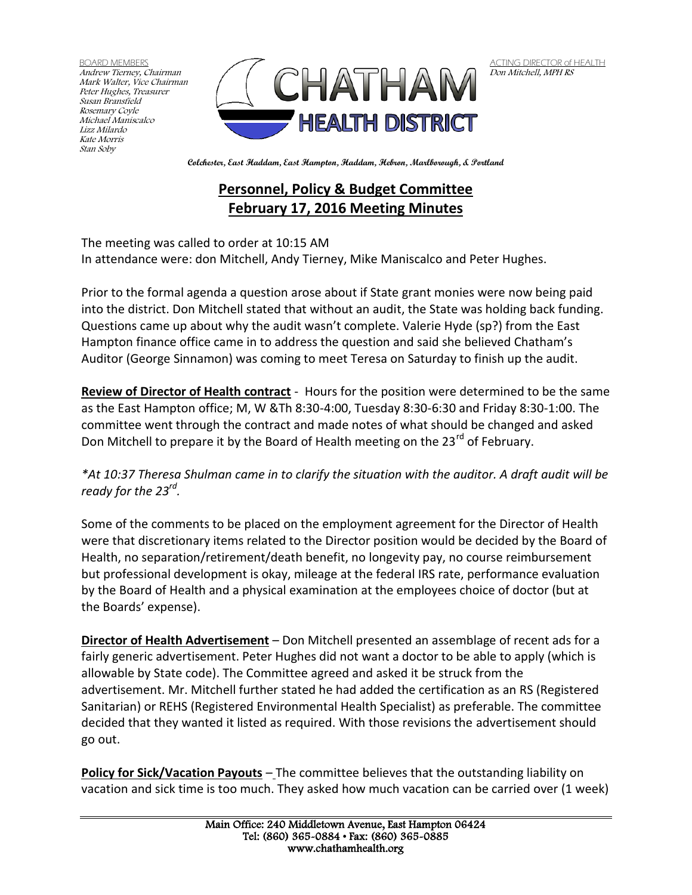BOARD MEMBERS
Andrew Tierney, Chairman
Mark Walter, Vice Chairman
Peter Hughes, Treasurer
Susan Bransfield
Rosemary Coyle
Michael Maniscalco
Lizz Milardo
Kate Morris
Stan Soby

CHATHAM HEALTH DISTRICT

ACTING DIRECTOR of HEALTH
Don Mitchell, MPH RS

**Colchester, East Haddam, East Hampton, Haddam, Hebron, Marlborough, & Portland**

# Personnel, Policy & Budget Committee
# February 17, 2016 Meeting Minutes

The meeting was called to order at 10:15 AM
In attendance were: don Mitchell, Andy Tierney, Mike Maniscalco and Peter Hughes.

Prior to the formal agenda a question arose about if State grant monies were now being paid into the district. Don Mitchell stated that without an audit, the State was holding back funding. Questions came up about why the audit wasn't complete. Valerie Hyde (sp?) from the East Hampton finance office came in to address the question and said she believed Chatham's Auditor (George Sinnamon) was coming to meet Teresa on Saturday to finish up the audit.

**Review of Director of Health contract** - Hours for the position were determined to be the same as the East Hampton office; M, W &Th 8:30-4:00, Tuesday 8:30-6:30 and Friday 8:30-1:00. The committee went through the contract and made notes of what should be changed and asked Don Mitchell to prepare it by the Board of Health meeting on the 23rd of February.

*\*At 10:37 Theresa Shulman came in to clarify the situation with the auditor. A draft audit will be ready for the 23rd.*

Some of the comments to be placed on the employment agreement for the Director of Health were that discretionary items related to the Director position would be decided by the Board of Health, no separation/retirement/death benefit, no longevity pay, no course reimbursement but professional development is okay, mileage at the federal IRS rate, performance evaluation by the Board of Health and a physical examination at the employees choice of doctor (but at the Boards' expense).

**Director of Health Advertisement** – Don Mitchell presented an assemblage of recent ads for a fairly generic advertisement. Peter Hughes did not want a doctor to be able to apply (which is allowable by State code). The Committee agreed and asked it be struck from the advertisement. Mr. Mitchell further stated he had added the certification as an RS (Registered Sanitarian) or REHS (Registered Environmental Health Specialist) as preferable. The committee decided that they wanted it listed as required. With those revisions the advertisement should go out.

**Policy for Sick/Vacation Payouts** – The committee believes that the outstanding liability on vacation and sick time is too much. They asked how much vacation can be carried over (1 week)

Main Office: 240 Middletown Avenue, East Hampton 06424
Tel: (860) 365-0884 • Fax: (860) 365-0885
www.chathamhealth.org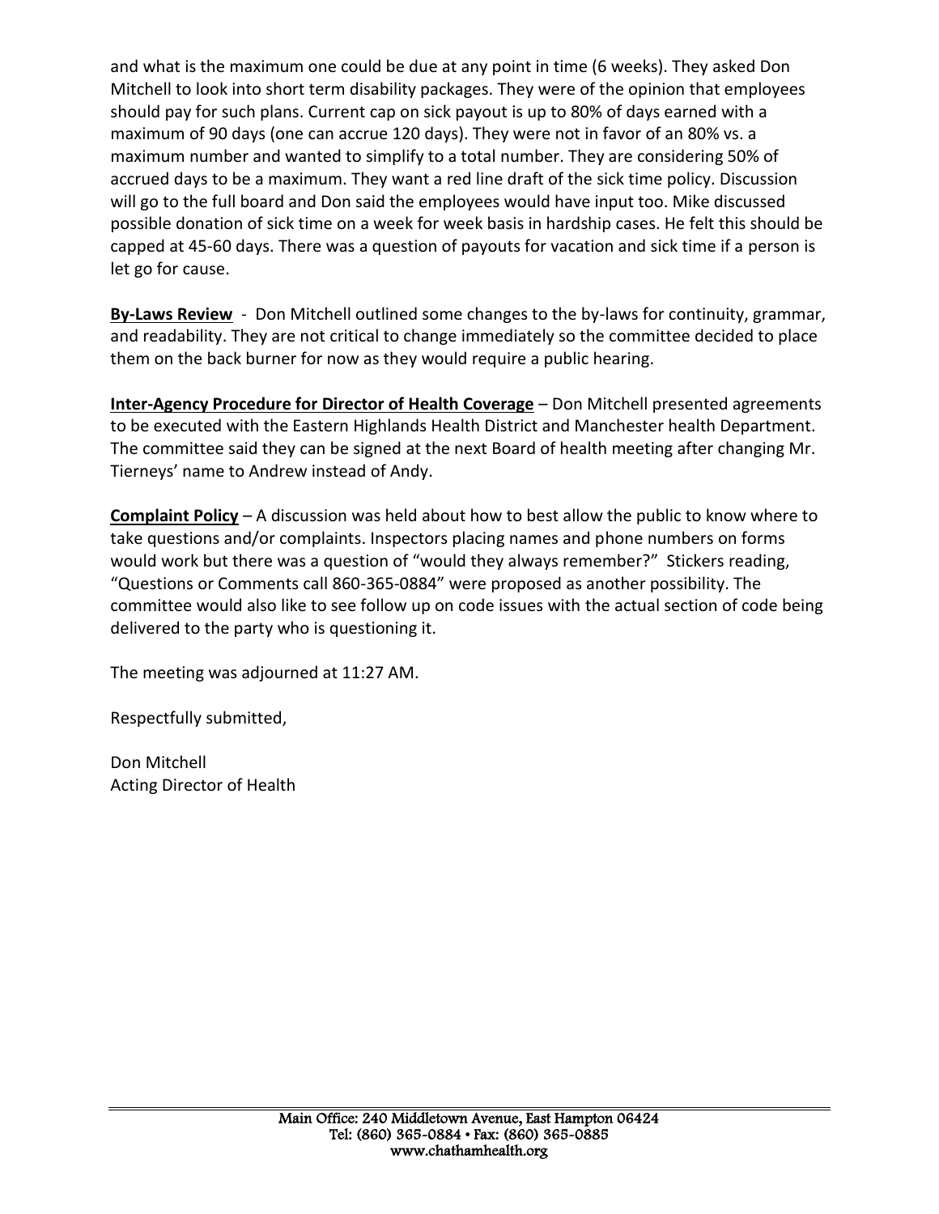and what is the maximum one could be due at any point in time (6 weeks). They asked Don Mitchell to look into short term disability packages. They were of the opinion that employees should pay for such plans. Current cap on sick payout is up to 80% of days earned with a maximum of 90 days (one can accrue 120 days). They were not in favor of an 80% vs. a maximum number and wanted to simplify to a total number. They are considering 50% of accrued days to be a maximum. They want a red line draft of the sick time policy. Discussion will go to the full board and Don said the employees would have input too. Mike discussed possible donation of sick time on a week for week basis in hardship cases. He felt this should be capped at 45-60 days. There was a question of payouts for vacation and sick time if a person is let go for cause.

**By-Laws Review** - Don Mitchell outlined some changes to the by-laws for continuity, grammar, and readability. They are not critical to change immediately so the committee decided to place them on the back burner for now as they would require a public hearing.

**Inter-Agency Procedure for Director of Health Coverage** – Don Mitchell presented agreements to be executed with the Eastern Highlands Health District and Manchester health Department. The committee said they can be signed at the next Board of health meeting after changing Mr. Tierneys' name to Andrew instead of Andy.

**Complaint Policy** – A discussion was held about how to best allow the public to know where to take questions and/or complaints. Inspectors placing names and phone numbers on forms would work but there was a question of "would they always remember?" Stickers reading, "Questions or Comments call 860-365-0884" were proposed as another possibility. The committee would also like to see follow up on code issues with the actual section of code being delivered to the party who is questioning it.

The meeting was adjourned at 11:27 AM.

Respectfully submitted,

Don Mitchell
Acting Director of Health

Main Office: 240 Middletown Avenue, East Hampton 06424
Tel: (860) 365-0884 • Fax: (860) 365-0885
www.chathamhealth.org